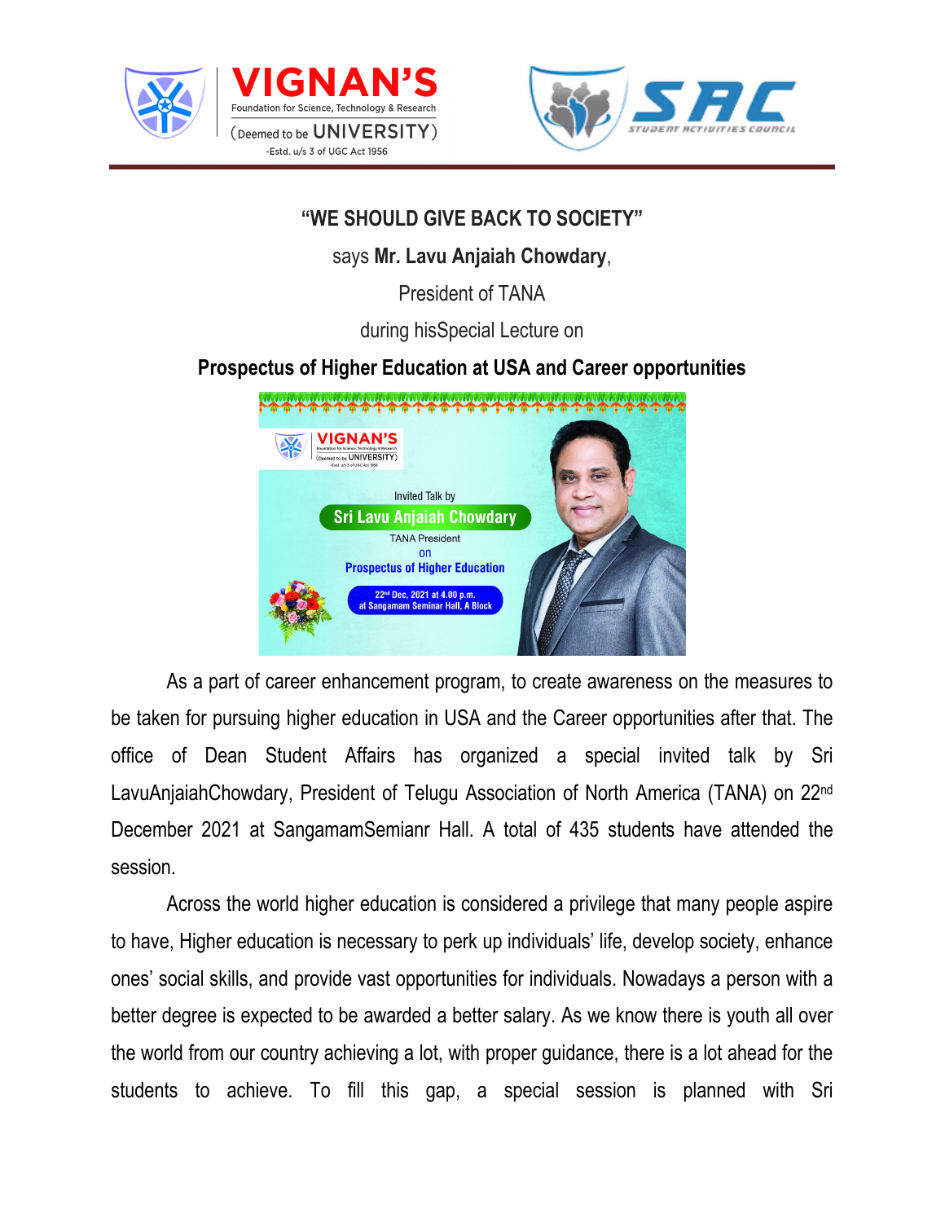**“WE SHOULD GIVE BACK TO SOCIETY”**

says **Mr. Lavu Anjaiah Chowdary**,

President of TANA

during hisSpecial Lecture on

**Prospectus of Higher Education at USA and Career opportunities**

As a part of career enhancement program, to create awareness on the measures to be taken for pursuing higher education in USA and the Career opportunities after that. The office of Dean Student Affairs has organized a special invited talk by Sri LavuAnjaiahChowdary, President of Telugu Association of North America (TANA) on 22nd December 2021 at SangamamSemianr Hall. A total of 435 students have attended the session.

Across the world higher education is considered a privilege that many people aspire to have, Higher education is necessary to perk up individuals’ life, develop society, enhance ones’ social skills, and provide vast opportunities for individuals. Nowadays a person with a better degree is expected to be awarded a better salary. As we know there is youth all over the world from our country achieving a lot, with proper guidance, there is a lot ahead for the students to achieve. To fill this gap, a special session is planned with Sri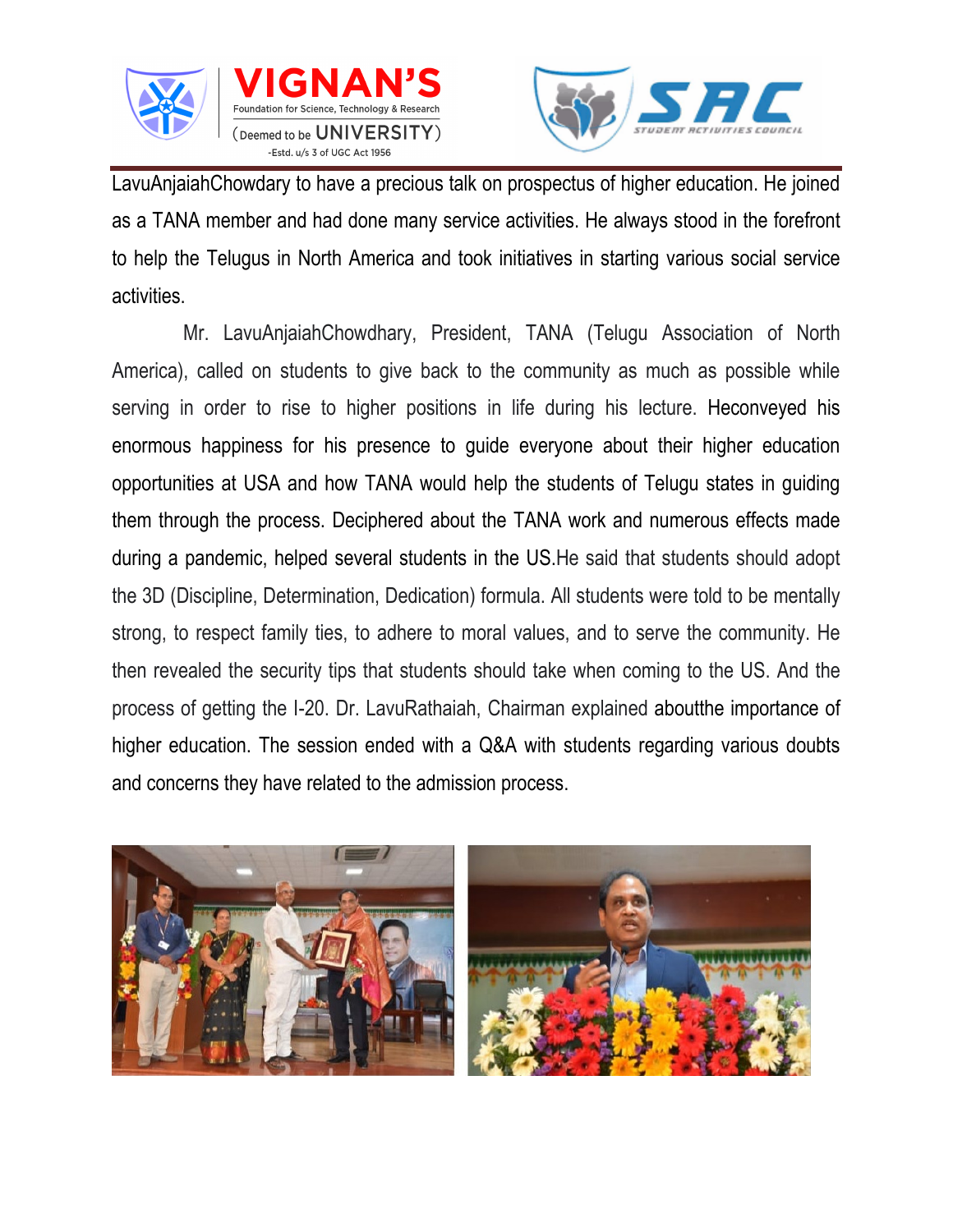LavuAnjaiahChowdary to have a precious talk on prospectus of higher education. He joined as a TANA member and had done many service activities. He always stood in the forefront to help the Telugus in North America and took initiatives in starting various social service activities.

Mr. LavuAnjaiahChowdhary, President, TANA (Telugu Association of North America), called on students to give back to the community as much as possible while serving in order to rise to higher positions in life during his lecture. Heconveyed his enormous happiness for his presence to guide everyone about their higher education opportunities at USA and how TANA would help the students of Telugu states in guiding them through the process. Deciphered about the TANA work and numerous effects made during a pandemic, helped several students in the US.He said that students should adopt the 3D (Discipline, Determination, Dedication) formula. All students were told to be mentally strong, to respect family ties, to adhere to moral values, and to serve the community. He then revealed the security tips that students should take when coming to the US. And the process of getting the I-20. Dr. LavuRathaiah, Chairman explained aboutthe importance of higher education. The session ended with a Q&A with students regarding various doubts and concerns they have related to the admission process.